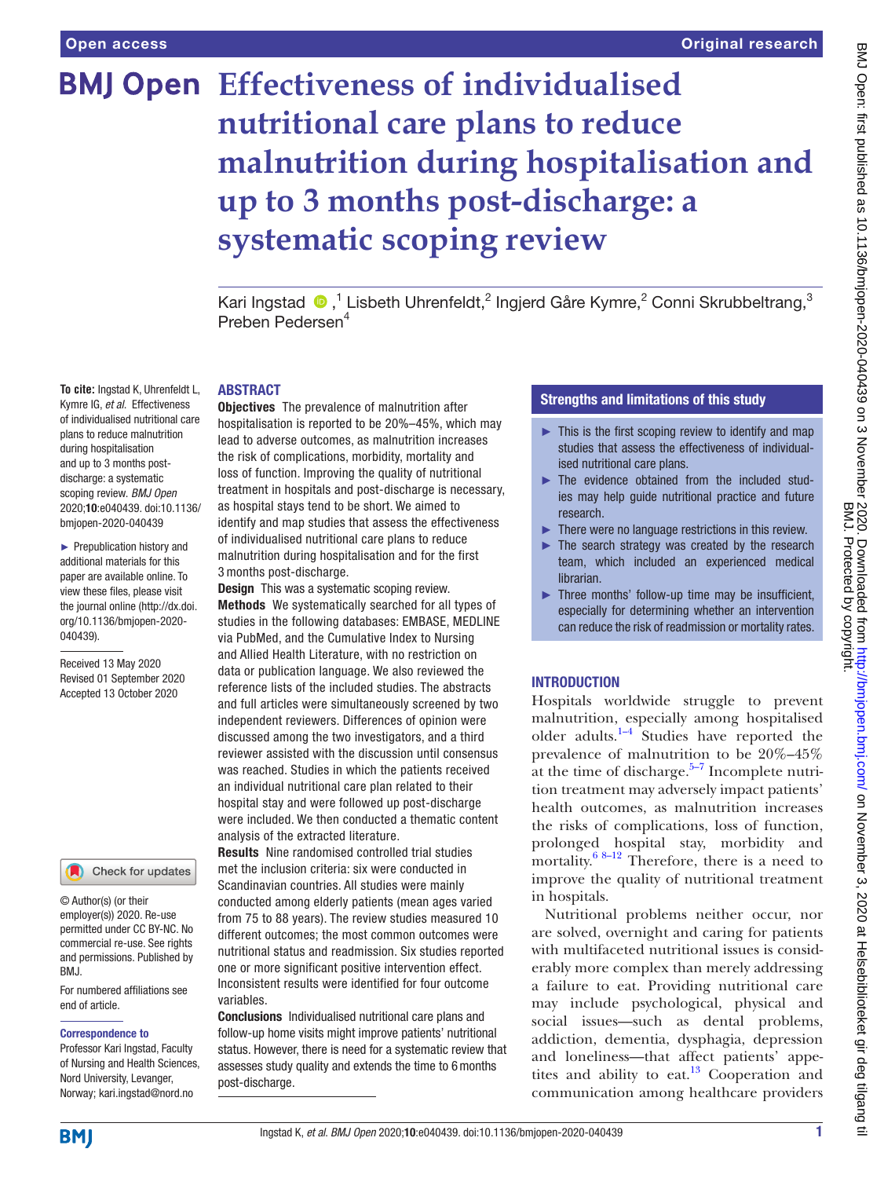# Effectiveness of individualised nutritional care plans to reduce malnutrition during hospitalisation and up to 3 months post-discharge: a systematic scoping review

Kari Ingstad,[1] Lisbeth Uhrenfeldt,[2] Ingjerd Gåre Kymre,[2] Conni Skrubbeltrang,[3] Preben Pedersen[4]

**To cite:** Ingstad K, Uhrenfeldt L, Kymre IG, *et al*. Effectiveness of individualised nutritional care plans to reduce malnutrition during hospitalisation and up to 3 months post-discharge: a systematic scoping review. *BMJ Open* 2020;**10**:e040439. doi:10.1136/bmjopen-2020-040439

► Prepublication history and additional materials for this paper are available online. To view these files, please visit the journal online (http://dx.doi.org/10.1136/bmjopen-2020-040439).

Received 13 May 2020
Revised 01 September 2020
Accepted 13 October 2020

© Author(s) (or their employer(s)) 2020. Re-use permitted under CC BY-NC. No commercial re-use. See rights and permissions. Published by BMJ.

For numbered affiliations see end of article.

**Correspondence to**
Professor Kari Ingstad, Faculty of Nursing and Health Sciences, Nord University, Levanger, Norway; kari.ingstad@nord.no

## ABSTRACT

**Objectives** The prevalence of malnutrition after hospitalisation is reported to be 20%–45%, which may lead to adverse outcomes, as malnutrition increases the risk of complications, morbidity, mortality and loss of function. Improving the quality of nutritional treatment in hospitals and post-discharge is necessary, as hospital stays tend to be short. We aimed to identify and map studies that assess the effectiveness of individualised nutritional care plans to reduce malnutrition during hospitalisation and for the first 3 months post-discharge.

**Design** This was a systematic scoping review.

**Methods** We systematically searched for all types of studies in the following databases: EMBASE, MEDLINE via PubMed, and the Cumulative Index to Nursing and Allied Health Literature, with no restriction on data or publication language. We also reviewed the reference lists of the included studies. The abstracts and full articles were simultaneously screened by two independent reviewers. Differences of opinion were discussed among the two investigators, and a third reviewer assisted with the discussion until consensus was reached. Studies in which the patients received an individual nutritional care plan related to their hospital stay and were followed up post-discharge were included. We then conducted a thematic content analysis of the extracted literature.

**Results** Nine randomised controlled trial studies met the inclusion criteria: six were conducted in Scandinavian countries. All studies were mainly conducted among elderly patients (mean ages varied from 75 to 88 years). The review studies measured 10 different outcomes; the most common outcomes were nutritional status and readmission. Six studies reported one or more significant positive intervention effect. Inconsistent results were identified for four outcome variables.

**Conclusions** Individualised nutritional care plans and follow-up home visits might improve patients' nutritional status. However, there is need for a systematic review that assesses study quality and extends the time to 6 months post-discharge.

## Strengths and limitations of this study

- This is the first scoping review to identify and map studies that assess the effectiveness of individualised nutritional care plans.
- The evidence obtained from the included studies may help guide nutritional practice and future research.
- There were no language restrictions in this review.
- The search strategy was created by the research team, which included an experienced medical librarian.
- Three months' follow-up time may be insufficient, especially for determining whether an intervention can reduce the risk of readmission or mortality rates.

## INTRODUCTION

Hospitals worldwide struggle to prevent malnutrition, especially among hospitalised older adults.[1–4] Studies have reported the prevalence of malnutrition to be 20%–45% at the time of discharge.[5–7] Incomplete nutrition treatment may adversely impact patients' health outcomes, as malnutrition increases the risks of complications, loss of function, prolonged hospital stay, morbidity and mortality.[6 8–12] Therefore, there is a need to improve the quality of nutritional treatment in hospitals.

Nutritional problems neither occur, nor are solved, overnight and caring for patients with multifaceted nutritional issues is considerably more complex than merely addressing a failure to eat. Providing nutritional care may include psychological, physical and social issues—such as dental problems, addiction, dementia, dysphagia, depression and loneliness—that affect patients' appetites and ability to eat.[13] Cooperation and communication among healthcare providers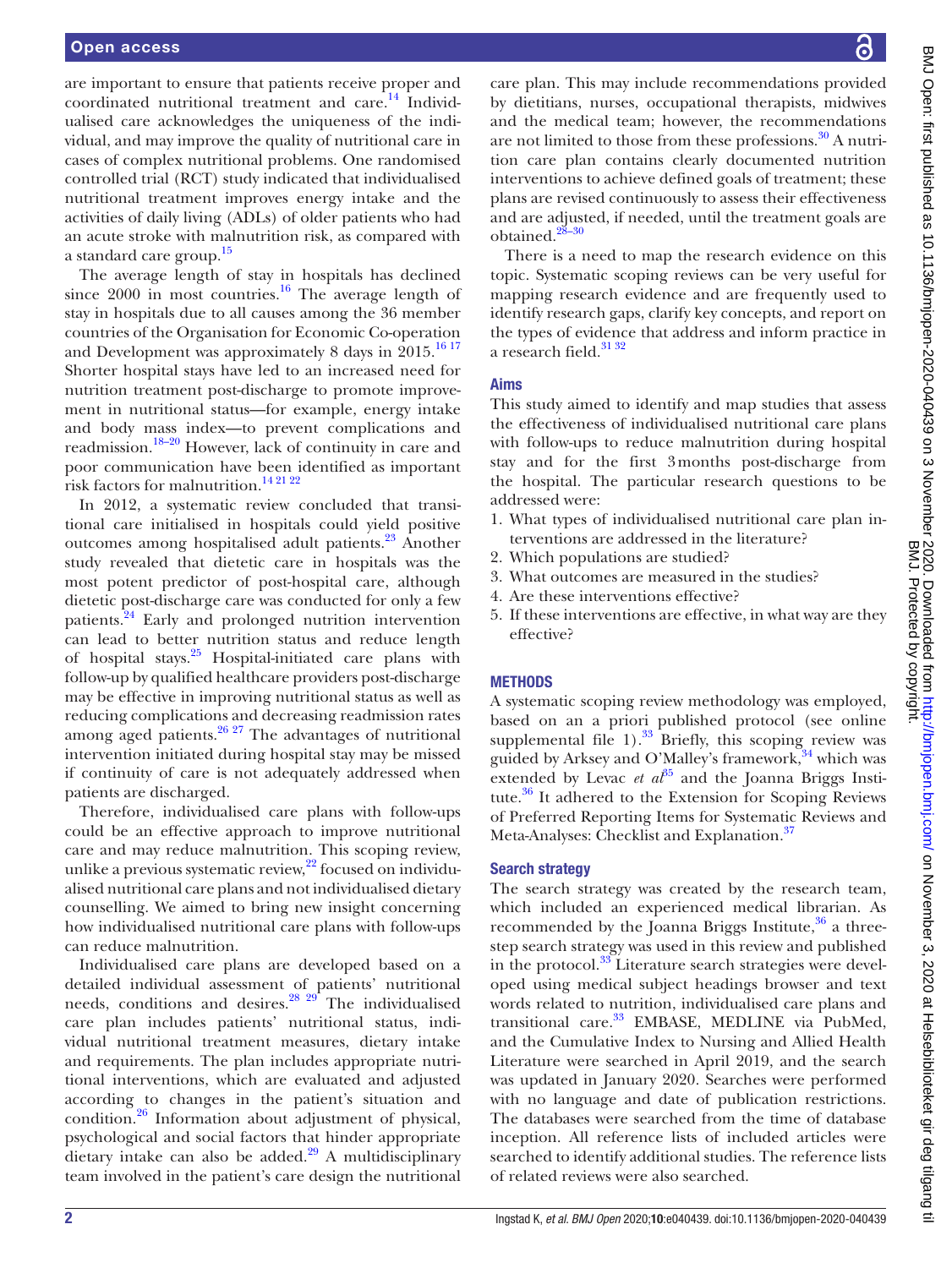are important to ensure that patients receive proper and coordinated nutritional treatment and care.[14] Individualised care acknowledges the uniqueness of the individual, and may improve the quality of nutritional care in cases of complex nutritional problems. One randomised controlled trial (RCT) study indicated that individualised nutritional treatment improves energy intake and the activities of daily living (ADLs) of older patients who had an acute stroke with malnutrition risk, as compared with a standard care group.[15]

The average length of stay in hospitals has declined since 2000 in most countries.[16] The average length of stay in hospitals due to all causes among the 36 member countries of the Organisation for Economic Co-operation and Development was approximately 8 days in 2015.[16 17] Shorter hospital stays have led to an increased need for nutrition treatment post-discharge to promote improvement in nutritional status—for example, energy intake and body mass index—to prevent complications and readmission.[18–20] However, lack of continuity in care and poor communication have been identified as important risk factors for malnutrition.[14 21 22]

In 2012, a systematic review concluded that transitional care initialised in hospitals could yield positive outcomes among hospitalised adult patients.[23] Another study revealed that dietetic care in hospitals was the most potent predictor of post-hospital care, although dietetic post-discharge care was conducted for only a few patients.[24] Early and prolonged nutrition intervention can lead to better nutrition status and reduce length of hospital stays.[25] Hospital-initiated care plans with follow-up by qualified healthcare providers post-discharge may be effective in improving nutritional status as well as reducing complications and decreasing readmission rates among aged patients.[26 27] The advantages of nutritional intervention initiated during hospital stay may be missed if continuity of care is not adequately addressed when patients are discharged.

Therefore, individualised care plans with follow-ups could be an effective approach to improve nutritional care and may reduce malnutrition. This scoping review, unlike a previous systematic review,[22] focused on individualised nutritional care plans and not individualised dietary counselling. We aimed to bring new insight concerning how individualised nutritional care plans with follow-ups can reduce malnutrition.

Individualised care plans are developed based on a detailed individual assessment of patients' nutritional needs, conditions and desires.[28 29] The individualised care plan includes patients' nutritional status, individual nutritional treatment measures, dietary intake and requirements. The plan includes appropriate nutritional interventions, which are evaluated and adjusted according to changes in the patient's situation and condition.[26] Information about adjustment of physical, psychological and social factors that hinder appropriate dietary intake can also be added.[29] A multidisciplinary team involved in the patient's care design the nutritional care plan. This may include recommendations provided by dietitians, nurses, occupational therapists, midwives and the medical team; however, the recommendations are not limited to those from these professions.[30] A nutrition care plan contains clearly documented nutrition interventions to achieve defined goals of treatment; these plans are revised continuously to assess their effectiveness and are adjusted, if needed, until the treatment goals are obtained.[28–30]

There is a need to map the research evidence on this topic. Systematic scoping reviews can be very useful for mapping research evidence and are frequently used to identify research gaps, clarify key concepts, and report on the types of evidence that address and inform practice in a research field.[31 32]

## Aims

This study aimed to identify and map studies that assess the effectiveness of individualised nutritional care plans with follow-ups to reduce malnutrition during hospital stay and for the first 3 months post-discharge from the hospital. The particular research questions to be addressed were:

1. What types of individualised nutritional care plan interventions are addressed in the literature?
2. Which populations are studied?
3. What outcomes are measured in the studies?
4. Are these interventions effective?
5. If these interventions are effective, in what way are they effective?

## METHODS

A systematic scoping review methodology was employed, based on an a priori published protocol (see online supplemental file 1).[33] Briefly, this scoping review was guided by Arksey and O'Malley's framework,[34] which was extended by Levac *et al*[35] and the Joanna Briggs Institute.[36] It adhered to the Extension for Scoping Reviews of Preferred Reporting Items for Systematic Reviews and Meta-Analyses: Checklist and Explanation.[37]

### Search strategy

The search strategy was created by the research team, which included an experienced medical librarian. As recommended by the Joanna Briggs Institute,[36] a three-step search strategy was used in this review and published in the protocol.[33] Literature search strategies were developed using medical subject headings browser and text words related to nutrition, individualised care plans and transitional care.[33] EMBASE, MEDLINE via PubMed, and the Cumulative Index to Nursing and Allied Health Literature were searched in April 2019, and the search was updated in January 2020. Searches were performed with no language and date of publication restrictions. The databases were searched from the time of database inception. All reference lists of included articles were searched to identify additional studies. The reference lists of related reviews were also searched.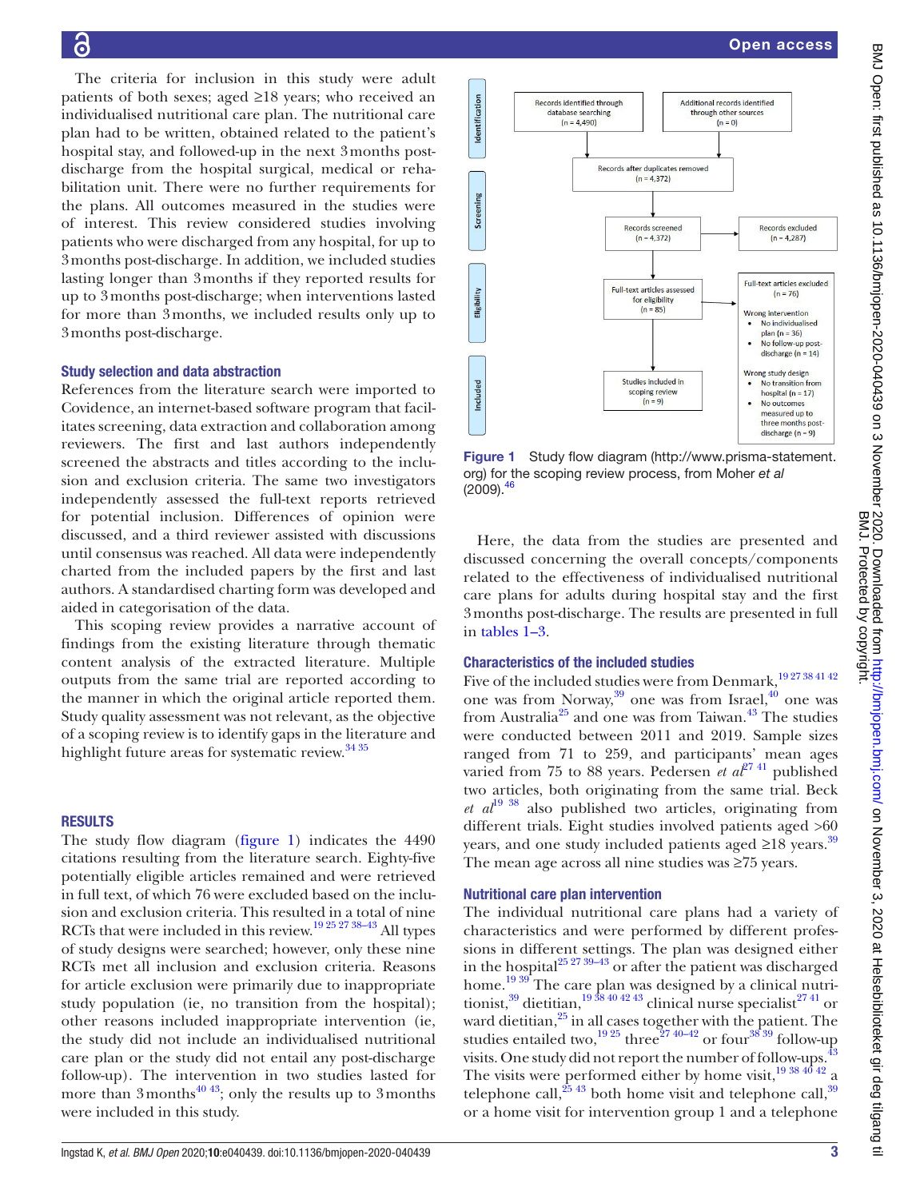The criteria for inclusion in this study were adult patients of both sexes; aged ≥18 years; who received an individualised nutritional care plan. The nutritional care plan had to be written, obtained related to the patient's hospital stay, and followed-up in the next 3 months post-discharge from the hospital surgical, medical or rehabilitation unit. There were no further requirements for the plans. All outcomes measured in the studies were of interest. This review considered studies involving patients who were discharged from any hospital, for up to 3 months post-discharge. In addition, we included studies lasting longer than 3 months if they reported results for up to 3 months post-discharge; when interventions lasted for more than 3 months, we included results only up to 3 months post-discharge.

### Study selection and data abstraction

References from the literature search were imported to Covidence, an internet-based software program that facilitates screening, data extraction and collaboration among reviewers. The first and last authors independently screened the abstracts and titles according to the inclusion and exclusion criteria. The same two investigators independently assessed the full-text reports retrieved for potential inclusion. Differences of opinion were discussed, and a third reviewer assisted with discussions until consensus was reached. All data were independently charted from the included papers by the first and last authors. A standardised charting form was developed and aided in categorisation of the data.

This scoping review provides a narrative account of findings from the existing literature through thematic content analysis of the extracted literature. Multiple outputs from the same trial are reported according to the manner in which the original article reported them. Study quality assessment was not relevant, as the objective of a scoping review is to identify gaps in the literature and highlight future areas for systematic review.[34 35]

## RESULTS

The study flow diagram (figure 1) indicates the 4490 citations resulting from the literature search. Eighty-five potentially eligible articles remained and were retrieved in full text, of which 76 were excluded based on the inclusion and exclusion criteria. This resulted in a total of nine RCTs that were included in this review.[19 25 27 38–43] All types of study designs were searched; however, only these nine RCTs met all inclusion and exclusion criteria. Reasons for article exclusion were primarily due to inappropriate study population (ie, no transition from the hospital); other reasons included inappropriate intervention (ie, the study did not include an individualised nutritional care plan or the study did not entail any post-discharge follow-up). The intervention in two studies lasted for more than 3 months[40 43]; only the results up to 3 months were included in this study.

Identification

Records identified through database searching (n = 4,490)

Additional records identified through other sources (n = 0)

Screening

Records after duplicates removed (n = 4,372)

Records screened (n = 4,372)

Records excluded (n = 4,287)

Eligibility

Full-text articles assessed for eligibility (n = 85)

Full-text articles excluded (n = 76)

Wrong intervention
- No individualised plan (n = 36)
- No follow-up post-discharge (n = 14)

Wrong study design
- No transition from hospital (n = 17)
- No outcomes measured up to three months post-discharge (n = 9)

Included

Studies included in scoping review (n = 9)

**Figure 1** Study flow diagram (http://www.prisma-statement.org) for the scoping review process, from Moher *et al* (2009).[46]

Here, the data from the studies are presented and discussed concerning the overall concepts/components related to the effectiveness of individualised nutritional care plans for adults during hospital stay and the first 3 months post-discharge. The results are presented in full in tables 1–3.

### Characteristics of the included studies

Five of the included studies were from Denmark,[19 27 38 41 42] one was from Norway,[39] one was from Israel,[40] one was from Australia[25] and one was from Taiwan.[43] The studies were conducted between 2011 and 2019. Sample sizes ranged from 71 to 259, and participants' mean ages varied from 75 to 88 years. Pedersen *et al*[27 41] published two articles, both originating from the same trial. Beck *et al*[19 38] also published two articles, originating from different trials. Eight studies involved patients aged >60 years, and one study included patients aged ≥18 years.[39] The mean age across all nine studies was ≥75 years.

### Nutritional care plan intervention

The individual nutritional care plans had a variety of characteristics and were performed by different professions in different settings. The plan was designed either in the hospital[25 27 39–43] or after the patient was discharged home.[19 39] The care plan was designed by a clinical nutritionist,[39] dietitian,[19 38 40 42 43] clinical nurse specialist[27 41] or ward dietitian,[25] in all cases together with the patient. The studies entailed two,[19 25] three[27 40–42] or four[38 39] follow-up visits. One study did not report the number of follow-ups.[43] The visits were performed either by home visit,[19 38 40 42] a telephone call,[25 43] both home visit and telephone call,[39] or a home visit for intervention group 1 and a telephone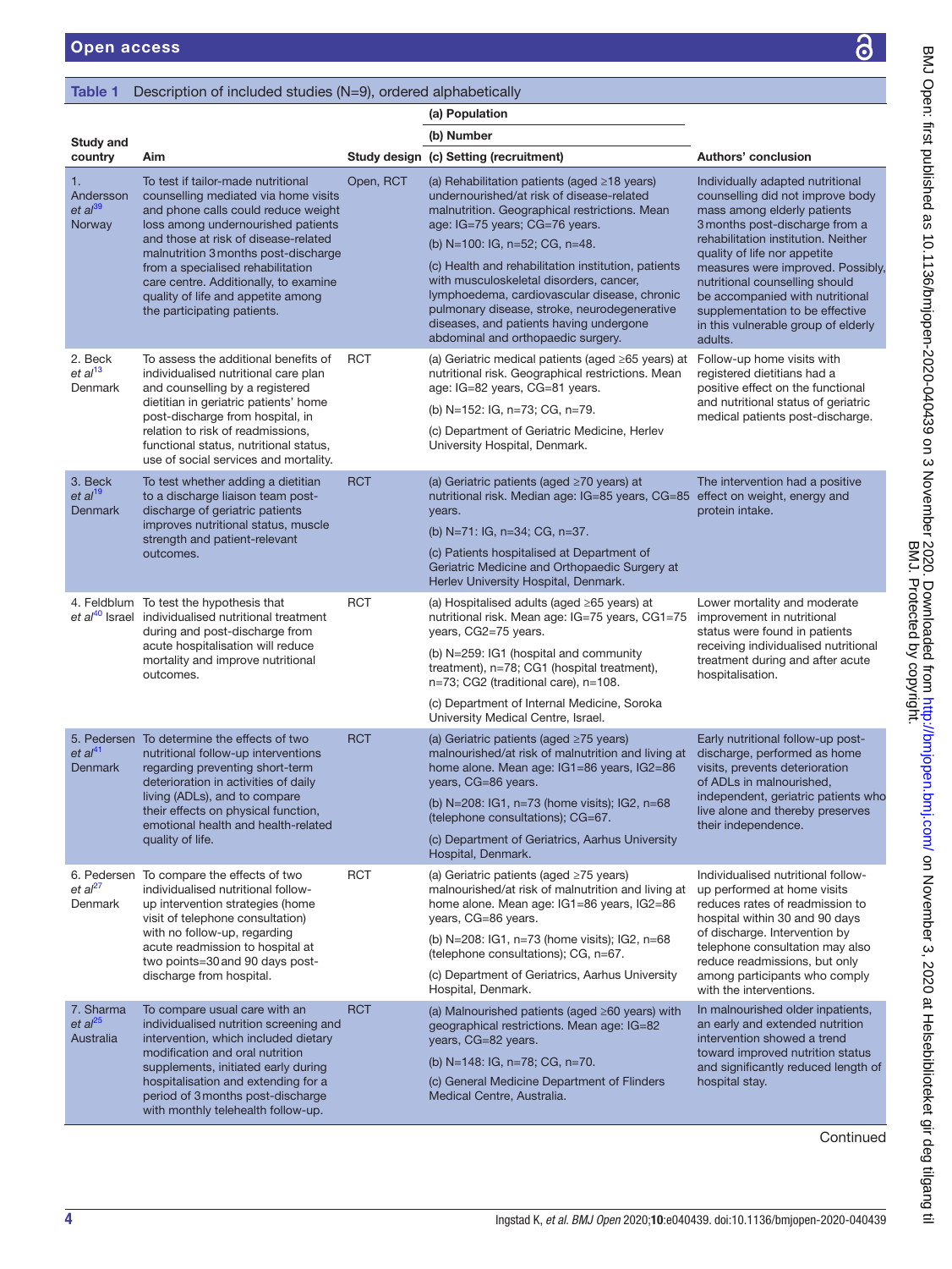**Table 1** Description of included studies (N=9), ordered alphabetically

| Study and country | Aim | Study design | (a) Population (b) Number (c) Setting (recruitment) | Authors' conclusion |
|---|---|---|---|---|
| 1. Andersson *et al*[39] Norway | To test if tailor-made nutritional counselling mediated via home visits and phone calls could reduce weight loss among undernourished patients and those at risk of disease-related malnutrition 3 months post-discharge from a specialised rehabilitation care centre. Additionally, to examine quality of life and appetite among the participating patients. | Open, RCT | (a) Rehabilitation patients (aged ≥18 years) undernourished/at risk of disease-related malnutrition. Geographical restrictions. Mean age: IG=75 years; CG=76 years.<br>(b) N=100: IG, n=52; CG, n=48.<br>(c) Health and rehabilitation institution, patients with musculoskeletal disorders, cancer, lymphoedema, cardiovascular disease, chronic pulmonary disease, stroke, neurodegenerative diseases, and patients having undergone abdominal and orthopaedic surgery. | Individually adapted nutritional counselling did not improve body mass among elderly patients 3 months post-discharge from a rehabilitation institution. Neither quality of life nor appetite measures were improved. Possibly, nutritional counselling should be accompanied with nutritional supplementation to be effective in this vulnerable group of elderly adults. |
| 2. Beck *et al*[13] Denmark | To assess the additional benefits of individualised nutritional care plan and counselling by a registered dietitian in geriatric patients' home post-discharge from hospital, in relation to risk of readmissions, functional status, nutritional status, use of social services and mortality. | RCT | (a) Geriatric medical patients (aged ≥65 years) at nutritional risk. Geographical restrictions. Mean age: IG=82 years, CG=81 years.<br>(b) N=152: IG, n=73; CG, n=79.<br>(c) Department of Geriatric Medicine, Herlev University Hospital, Denmark. | Follow-up home visits with registered dietitians had a positive effect on the functional and nutritional status of geriatric medical patients post-discharge. |
| 3. Beck *et al*[19] Denmark | To test whether adding a dietitian to a discharge liaison team post-discharge of geriatric patients improves nutritional status, muscle strength and patient-relevant outcomes. | RCT | (a) Geriatric patients (aged ≥70 years) at nutritional risk. Median age: IG=85 years, CG=85 years.<br>(b) N=71: IG, n=34; CG, n=37.<br>(c) Patients hospitalised at Department of Geriatric Medicine and Orthopaedic Surgery at Herlev University Hospital, Denmark. | The intervention had a positive effect on weight, energy and protein intake. |
| 4. Feldblum *et al*[40] Israel | To test the hypothesis that individualised nutritional treatment during and post-discharge from acute hospitalisation will reduce mortality and improve nutritional outcomes. | RCT | (a) Hospitalised adults (aged ≥65 years) at nutritional risk. Mean age: IG=75 years, CG1=75 years, CG2=75 years.<br>(b) N=259: IG1 (hospital and community treatment), n=78; CG1 (hospital treatment), n=73; CG2 (traditional care), n=108.<br>(c) Department of Internal Medicine, Soroka University Medical Centre, Israel. | Lower mortality and moderate improvement in nutritional status were found in patients receiving individualised nutritional treatment during and after acute hospitalisation. |
| 5. Pedersen *et al*[41] Denmark | To determine the effects of two nutritional follow-up interventions regarding preventing short-term deterioration in activities of daily living (ADLs), and to compare their effects on physical function, emotional health and health-related quality of life. | RCT | (a) Geriatric patients (aged ≥75 years) malnourished/at risk of malnutrition and living at home alone. Mean age: IG1=86 years, IG2=86 years, CG=86 years.<br>(b) N=208: IG1, n=73 (home visits); IG2, n=68 (telephone consultations); CG=67.<br>(c) Department of Geriatrics, Aarhus University Hospital, Denmark. | Early nutritional follow-up post-discharge, performed as home visits, prevents deterioration of ADLs in malnourished, independent, geriatric patients who live alone and thereby preserves their independence. |
| 6. Pedersen *et al*[27] Denmark | To compare the effects of two individualised nutritional follow-up intervention strategies (home visit of telephone consultation) with no follow-up, regarding acute readmission to hospital at two points=30 and 90 days post-discharge from hospital. | RCT | (a) Geriatric patients (aged ≥75 years) malnourished/at risk of malnutrition and living at home alone. Mean age: IG1=86 years, IG2=86 years, CG=86 years.<br>(b) N=208: IG1, n=73 (home visits); IG2, n=68 (telephone consultations); CG, n=67.<br>(c) Department of Geriatrics, Aarhus University Hospital, Denmark. | Individualised nutritional follow-up performed at home visits reduces rates of readmission to hospital within 30 and 90 days of discharge. Intervention by telephone consultation may also reduce readmissions, but only among participants who comply with the interventions. |
| 7. Sharma *et al*[25] Australia | To compare usual care with an individualised nutrition screening and intervention, which included dietary modification and oral nutrition supplements, initiated early during hospitalisation and extending for a period of 3 months post-discharge with monthly telehealth follow-up. | RCT | (a) Malnourished patients (aged ≥60 years) with geographical restrictions. Mean age: IG=82 years, CG=82 years.<br>(b) N=148: IG, n=78; CG, n=70.<br>(c) General Medicine Department of Flinders Medical Centre, Australia. | In malnourished older inpatients, an early and extended nutrition intervention showed a trend toward improved nutrition status and significantly reduced length of hospital stay. |

Continued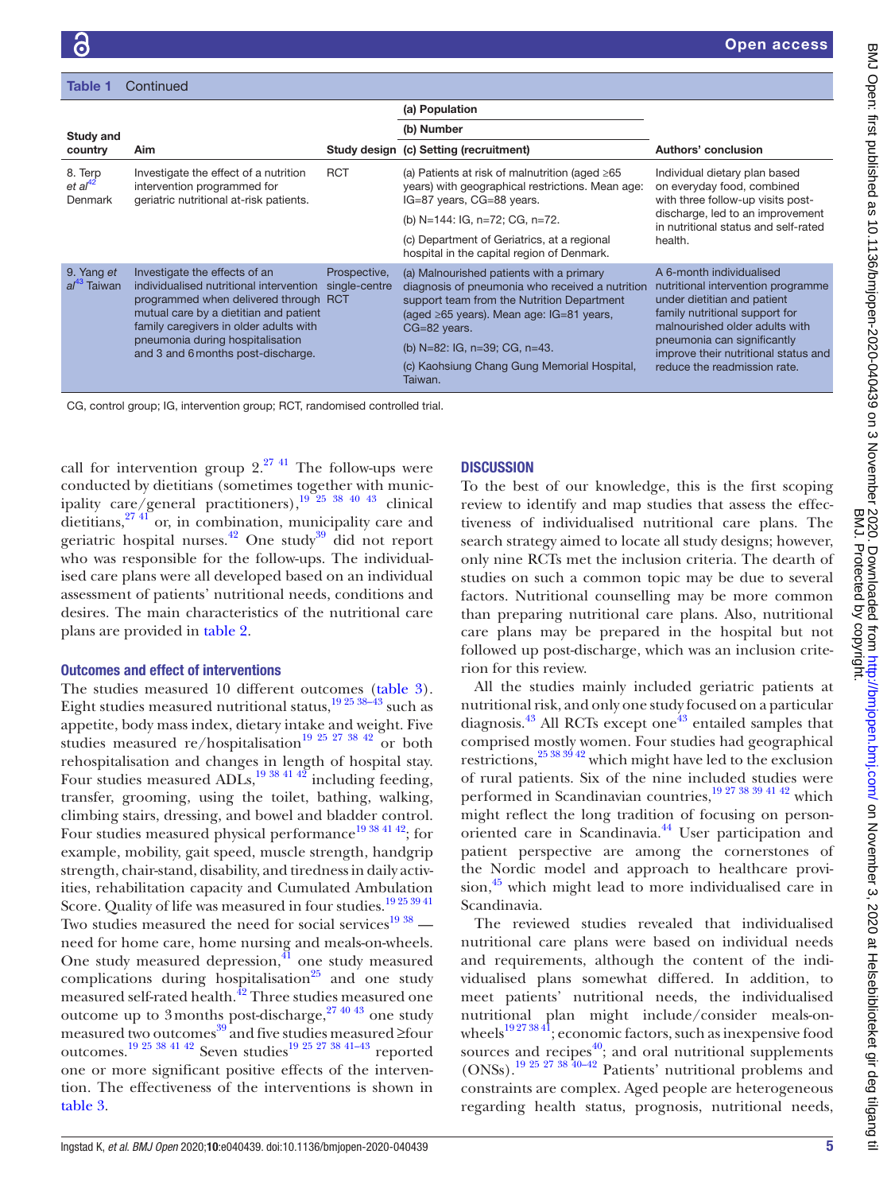**Table 1** Continued

| Study and country | Aim | Study design | (a) Population<br>(b) Number<br>(c) Setting (recruitment) | Authors' conclusion |
|---|---|---|---|---|
| 8. Terp *et al*[42] Denmark | Investigate the effect of a nutrition intervention programmed for geriatric nutritional at-risk patients. | RCT | (a) Patients at risk of malnutrition (aged ≥65 years) with geographical restrictions. Mean age: IG=87 years, CG=88 years.<br>(b) N=144: IG, n=72; CG, n=72.<br>(c) Department of Geriatrics, at a regional hospital in the capital region of Denmark. | Individual dietary plan based on everyday food, combined with three follow-up visits post-discharge, led to an improvement in nutritional status and self-rated health. |
| 9. Yang *et al*[43] Taiwan | Investigate the effects of an individualised nutritional intervention programmed when delivered through mutual care by a dietitian and patient family caregivers in older adults with pneumonia during hospitalisation and 3 and 6 months post-discharge. | Prospective, single-centre RCT | (a) Malnourished patients with a primary diagnosis of pneumonia who received a nutrition support team from the Nutrition Department (aged ≥65 years). Mean age: IG=81 years, CG=82 years.<br>(b) N=82: IG, n=39; CG, n=43.<br>(c) Kaohsiung Chang Gung Memorial Hospital, Taiwan. | A 6-month individualised nutritional intervention programme under dietitian and patient family nutritional support for malnourished older adults with pneumonia can significantly improve their nutritional status and reduce the readmission rate. |

CG, control group; IG, intervention group; RCT, randomised controlled trial.

call for intervention group 2.[27 41] The follow-ups were conducted by dietitians (sometimes together with municipality care/general practitioners),[19 25 38 40 43] clinical dietitians,[27 41] or, in combination, municipality care and geriatric hospital nurses.[42] One study[39] did not report who was responsible for the follow-ups. The individualised care plans were all developed based on an individual assessment of patients' nutritional needs, conditions and desires. The main characteristics of the nutritional care plans are provided in table 2.

### Outcomes and effect of interventions

The studies measured 10 different outcomes (table 3). Eight studies measured nutritional status,[19 25 38–43] such as appetite, body mass index, dietary intake and weight. Five studies measured re/hospitalisation[19 25 27 38 42] or both rehospitalisation and changes in length of hospital stay. Four studies measured ADLs,[19 38 41 42] including feeding, transfer, grooming, using the toilet, bathing, walking, climbing stairs, dressing, and bowel and bladder control. Four studies measured physical performance[19 38 41 42]; for example, mobility, gait speed, muscle strength, handgrip strength, chair-stand, disability, and tiredness in daily activities, rehabilitation capacity and Cumulated Ambulation Score. Quality of life was measured in four studies.[19 25 39 41] Two studies measured the need for social services[19 38] — need for home care, home nursing and meals-on-wheels. One study measured depression,[41] one study measured complications during hospitalisation[25] and one study measured self-rated health.[42] Three studies measured one outcome up to 3 months post-discharge,[27 40 43] one study measured two outcomes[39] and five studies measured ≥four outcomes.[19 25 38 41 42] Seven studies[19 25 27 38 41–43] reported one or more significant positive effects of the intervention. The effectiveness of the interventions is shown in table 3.

## DISCUSSION

To the best of our knowledge, this is the first scoping review to identify and map studies that assess the effectiveness of individualised nutritional care plans. The search strategy aimed to locate all study designs; however, only nine RCTs met the inclusion criteria. The dearth of studies on such a common topic may be due to several factors. Nutritional counselling may be more common than preparing nutritional care plans. Also, nutritional care plans may be prepared in the hospital but not followed up post-discharge, which was an inclusion criterion for this review.

All the studies mainly included geriatric patients at nutritional risk, and only one study focused on a particular diagnosis.[43] All RCTs except one[43] entailed samples that comprised mostly women. Four studies had geographical restrictions,[25 38 39 42] which might have led to the exclusion of rural patients. Six of the nine included studies were performed in Scandinavian countries,[19 27 38 39 41 42] which might reflect the long tradition of focusing on person-oriented care in Scandinavia.[44] User participation and patient perspective are among the cornerstones of the Nordic model and approach to healthcare provision,[45] which might lead to more individualised care in Scandinavia.

The reviewed studies revealed that individualised nutritional care plans were based on individual needs and requirements, although the content of the individualised plans somewhat differed. In addition, to meet patients' nutritional needs, the individualised nutritional plan might include/consider meals-on-wheels[19 27 38 41]; economic factors, such as inexpensive food sources and recipes[40]; and oral nutritional supplements (ONSs).[19 25 27 38 40–42] Patients' nutritional problems and constraints are complex. Aged people are heterogeneous regarding health status, prognosis, nutritional needs,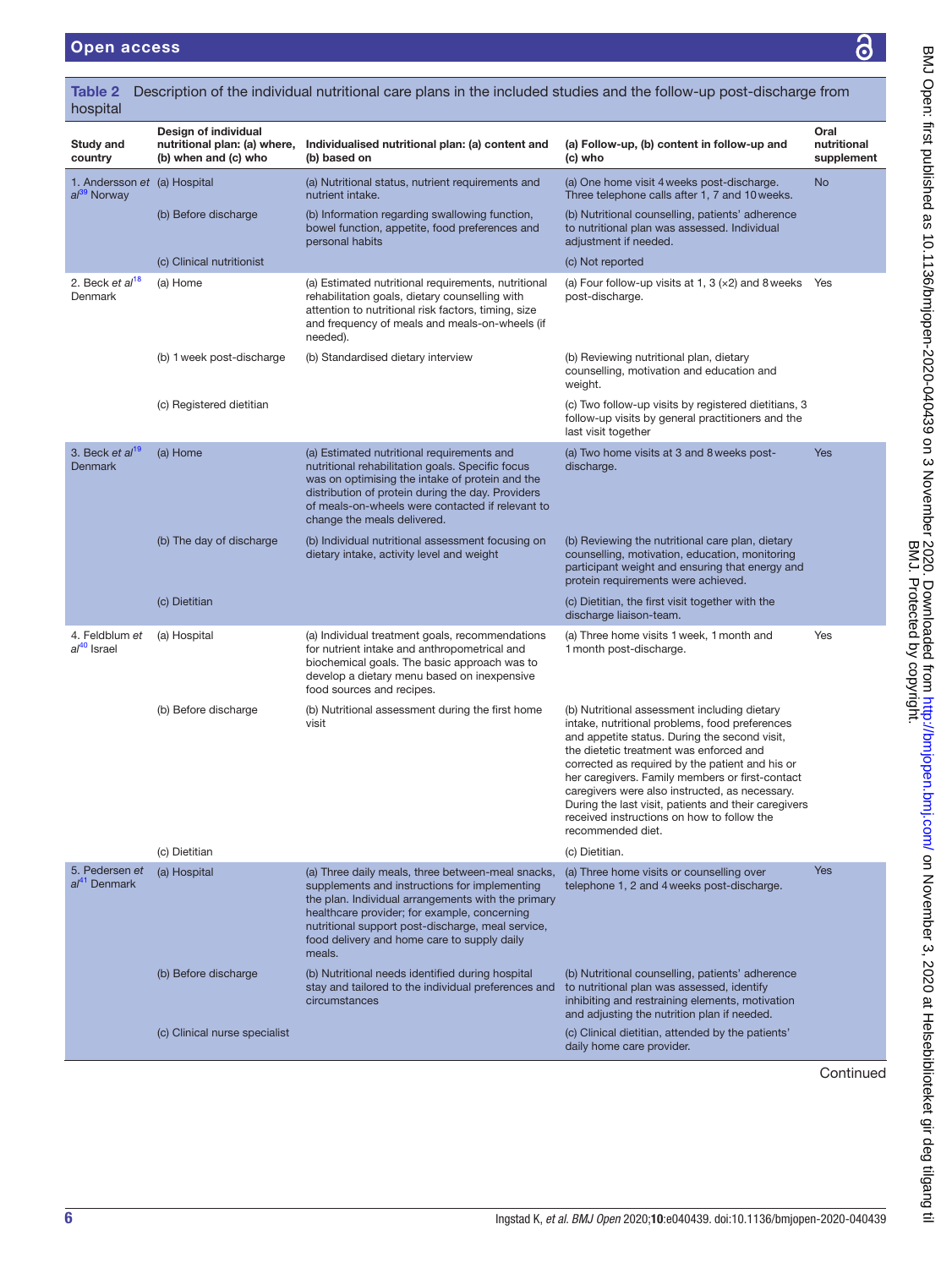**Table 2** Description of the individual nutritional care plans in the included studies and the follow-up post-discharge from hospital

| Study and country | Design of individual nutritional plan: (a) where, (b) when and (c) who | Individualised nutritional plan: (a) content and (b) based on | (a) Follow-up, (b) content in follow-up and (c) who | Oral nutritional supplement |
|---|---|---|---|---|
| 1. Andersson *et al*[39] Norway | (a) Hospital | (a) Nutritional status, nutrient requirements and nutrient intake. | (a) One home visit 4 weeks post-discharge. Three telephone calls after 1, 7 and 10 weeks. | No |
| | (b) Before discharge | (b) Information regarding swallowing function, bowel function, appetite, food preferences and personal habits | (b) Nutritional counselling, patients' adherence to nutritional plan was assessed. Individual adjustment if needed. | |
| | (c) Clinical nutritionist | | (c) Not reported | |
| 2. Beck *et al*[18] Denmark | (a) Home | (a) Estimated nutritional requirements, nutritional rehabilitation goals, dietary counselling with attention to nutritional risk factors, timing, size and frequency of meals and meals-on-wheels (if needed). | (a) Four follow-up visits at 1, 3 (×2) and 8 weeks post-discharge. | Yes |
| | (b) 1 week post-discharge | (b) Standardised dietary interview | (b) Reviewing nutritional plan, dietary counselling, motivation and education and weight. | |
| | (c) Registered dietitian | | (c) Two follow-up visits by registered dietitians, 3 follow-up visits by general practitioners and the last visit together | |
| 3. Beck *et al*[19] Denmark | (a) Home | (a) Estimated nutritional requirements and nutritional rehabilitation goals. Specific focus was on optimising the intake of protein and the distribution of protein during the day. Providers of meals-on-wheels were contacted if relevant to change the meals delivered. | (a) Two home visits at 3 and 8 weeks post-discharge. | Yes |
| | (b) The day of discharge | (b) Individual nutritional assessment focusing on dietary intake, activity level and weight | (b) Reviewing the nutritional care plan, dietary counselling, motivation, education, monitoring participant weight and ensuring that energy and protein requirements were achieved. | |
| | (c) Dietitian | | (c) Dietitian, the first visit together with the discharge liaison-team. | |
| 4. Feldblum *et al*[40] Israel | (a) Hospital | (a) Individual treatment goals, recommendations for nutrient intake and anthropometrical and biochemical goals. The basic approach was to develop a dietary menu based on inexpensive food sources and recipes. | (a) Three home visits 1 week, 1 month and 1 month post-discharge. | Yes |
| | (b) Before discharge | (b) Nutritional assessment during the first home visit | (b) Nutritional assessment including dietary intake, nutritional problems, food preferences and appetite status. During the second visit, the dietetic treatment was enforced and corrected as required by the patient and his or her caregivers. Family members or first-contact caregivers were also instructed, as necessary. During the last visit, patients and their caregivers received instructions on how to follow the recommended diet. | |
| | (c) Dietitian | | (c) Dietitian. | |
| 5. Pedersen *et al*[41] Denmark | (a) Hospital | (a) Three daily meals, three between-meal snacks, supplements and instructions for implementing the plan. Individual arrangements with the primary healthcare provider; for example, concerning nutritional support post-discharge, meal service, food delivery and home care to supply daily meals. | (a) Three home visits or counselling over telephone 1, 2 and 4 weeks post-discharge. | Yes |
| | (b) Before discharge | (b) Nutritional needs identified during hospital stay and tailored to the individual preferences and circumstances | (b) Nutritional counselling, patients' adherence to nutritional plan was assessed, identify inhibiting and restraining elements, motivation and adjusting the nutrition plan if needed. | |
| | (c) Clinical nurse specialist | | (c) Clinical dietitian, attended by the patients' daily home care provider. | |

Continued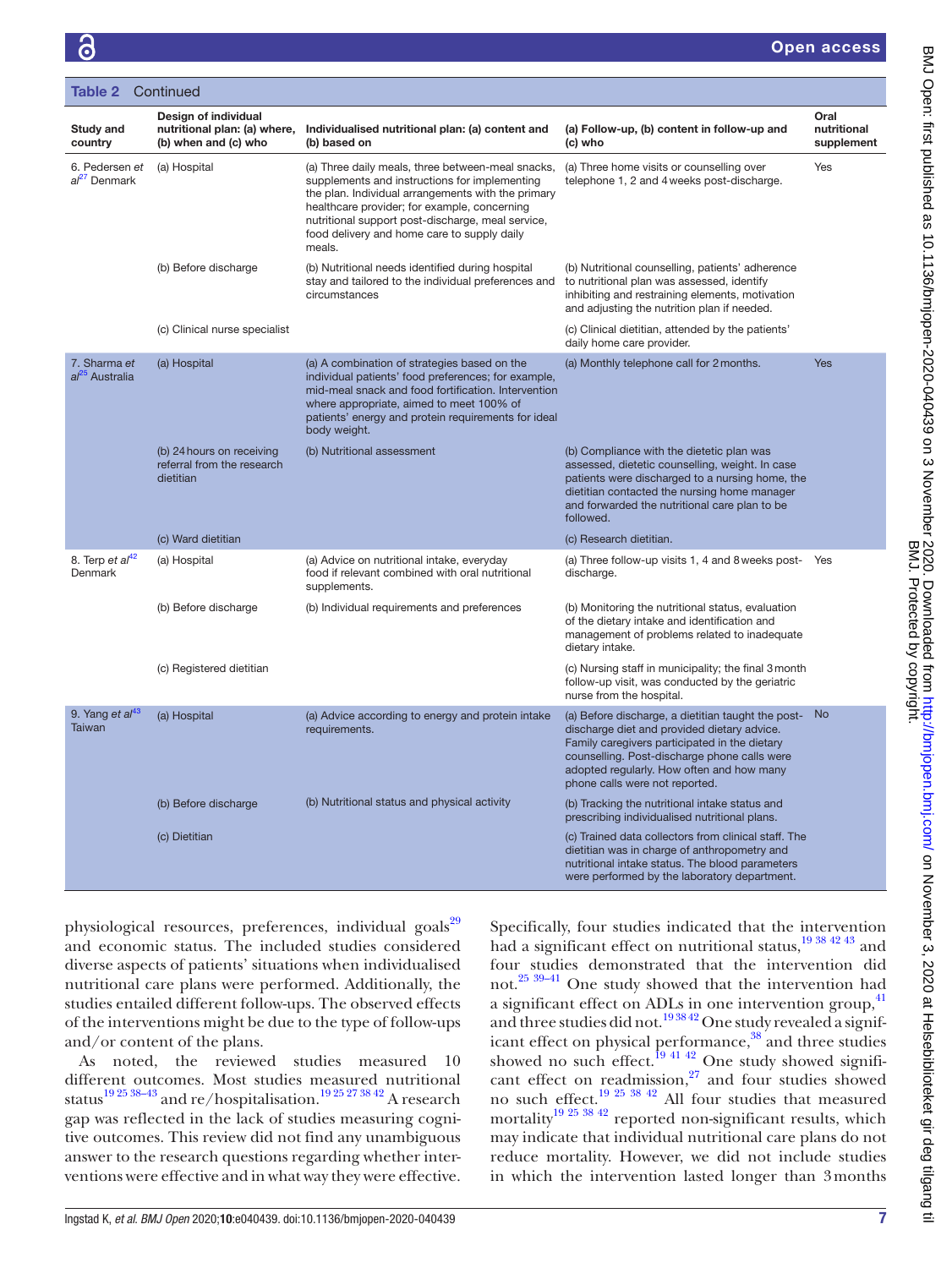**Table 2** Continued

| Study and country | Design of individual nutritional plan: (a) where, (b) when and (c) who | Individualised nutritional plan: (a) content and (b) based on | (a) Follow-up, (b) content in follow-up and (c) who | Oral nutritional supplement |
|---|---|---|---|---|
| 6. Pedersen *et al*[27] Denmark | (a) Hospital | (a) Three daily meals, three between-meal snacks, supplements and instructions for implementing the plan. Individual arrangements with the primary healthcare provider; for example, concerning nutritional support post-discharge, meal service, food delivery and home care to supply daily meals. | (a) Three home visits or counselling over telephone 1, 2 and 4 weeks post-discharge. | Yes |
| | (b) Before discharge | (b) Nutritional needs identified during hospital stay and tailored to the individual preferences and circumstances | (b) Nutritional counselling, patients' adherence to nutritional plan was assessed, identify inhibiting and restraining elements, motivation and adjusting the nutrition plan if needed. | |
| | (c) Clinical nurse specialist | | (c) Clinical dietitian, attended by the patients' daily home care provider. | |
| 7. Sharma *et al*[25] Australia | (a) Hospital | (a) A combination of strategies based on the individual patients' food preferences; for example, mid-meal snack and food fortification. Intervention where appropriate, aimed to meet 100% of patients' energy and protein requirements for ideal body weight. | (a) Monthly telephone call for 2 months. | Yes |
| | (b) 24 hours on receiving referral from the research dietitian | (b) Nutritional assessment | (b) Compliance with the dietetic plan was assessed, dietetic counselling, weight. In case patients were discharged to a nursing home, the dietitian contacted the nursing home manager and forwarded the nutritional care plan to be followed. | |
| | (c) Ward dietitian | | (c) Research dietitian. | |
| 8. Terp *et al*[42] Denmark | (a) Hospital | (a) Advice on nutritional intake, everyday food if relevant combined with oral nutritional supplements. | (a) Three follow-up visits 1, 4 and 8 weeks post-discharge. | Yes |
| | (b) Before discharge | (b) Individual requirements and preferences | (b) Monitoring the nutritional status, evaluation of the dietary intake and identification and management of problems related to inadequate dietary intake. | |
| | (c) Registered dietitian | | (c) Nursing staff in municipality; the final 3 month follow-up visit, was conducted by the geriatric nurse from the hospital. | |
| 9. Yang *et al*[43] Taiwan | (a) Hospital | (a) Advice according to energy and protein intake requirements. | (a) Before discharge, a dietitian taught the post-discharge diet and provided dietary advice. Family caregivers participated in the dietary counselling. Post-discharge phone calls were adopted regularly. How often and how many phone calls were not reported. | No |
| | (b) Before discharge | (b) Nutritional status and physical activity | (b) Tracking the nutritional intake status and prescribing individualised nutritional plans. | |
| | (c) Dietitian | | (c) Trained data collectors from clinical staff. The dietitian was in charge of anthropometry and nutritional intake status. The blood parameters were performed by the laboratory department. | |

physiological resources, preferences, individual goals[29] and economic status. The included studies considered diverse aspects of patients' situations when individualised nutritional care plans were performed. Additionally, the studies entailed different follow-ups. The observed effects of the interventions might be due to the type of follow-ups and/or content of the plans.

As noted, the reviewed studies measured 10 different outcomes. Most studies measured nutritional status[19 25 38–43] and re/hospitalisation.[19 25 27 38 42] A research gap was reflected in the lack of studies measuring cognitive outcomes. This review did not find any unambiguous answer to the research questions regarding whether interventions were effective and in what way they were effective. Specifically, four studies indicated that the intervention had a significant effect on nutritional status,[19 38 42 43] and four studies demonstrated that the intervention did not.[25 39–41] One study showed that the intervention had a significant effect on ADLs in one intervention group,[41] and three studies did not.[19 38 42] One study revealed a significant effect on physical performance,[38] and three studies showed no such effect.[19 41 42] One study showed significant effect on readmission,[27] and four studies showed no such effect.[19 25 38 42] All four studies that measured mortality[19 25 38 42] reported non-significant results, which may indicate that individual nutritional care plans do not reduce mortality. However, we did not include studies in which the intervention lasted longer than 3 months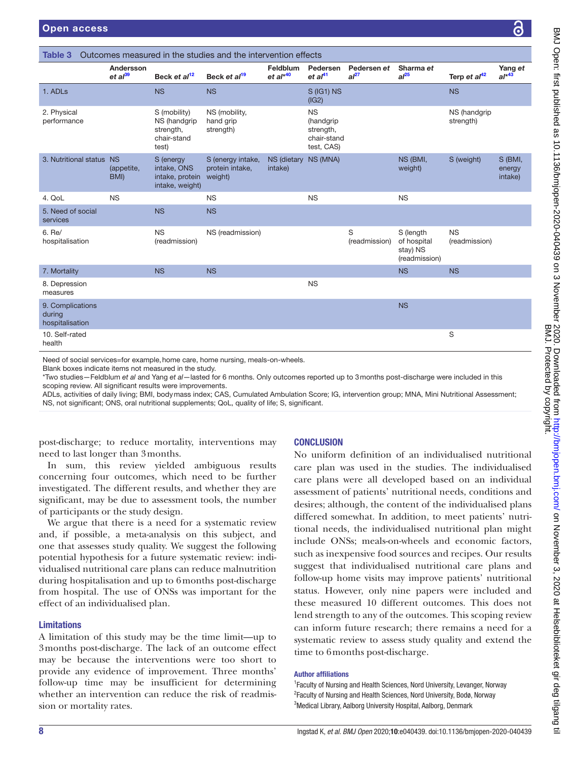**Table 3** Outcomes measured in the studies and the intervention effects

| | Andersson *et al*[39] | Beck *et al*[12] | Beck *et al*[19] | Feldblum *et al*\*[40] | Pedersen *et al*[41] | Pedersen *et al*[27] | Sharma *et al*[25] | Terp *et al*[42] | Yang *et al*\*[43] |
|---|---|---|---|---|---|---|---|---|---|
| 1. ADLs | | NS | NS | | S (IG1) NS (IG2) | | | NS | |
| 2. Physical performance | | S (mobility) NS (handgrip strength, chair-stand test) | NS (mobility, hand grip strength) | | NS (handgrip strength, chair-stand test, CAS) | | | NS (handgrip strength) | |
| 3. Nutritional status | NS (appetite, BMI) | S (energy intake, ONS intake, protein intake, weight) | S (energy intake, protein intake, weight) | NS (dietary intake) | NS (MNA) | | NS (BMI, weight) | S (weight) | S (BMI, energy intake) |
| 4. QoL | NS | | NS | | NS | | NS | | |
| 5. Need of social services | | NS | NS | | | | | | |
| 6. Re/hospitalisation | | NS (readmission) | NS (readmission) | | | S (readmission) | S (length of hospital stay) NS (readmission) | NS (readmission) | |
| 7. Mortality | | NS | NS | | | | NS | NS | |
| 8. Depression measures | | | | | NS | | | | |
| 9. Complications during hospitalisation | | | | | | | NS | | |
| 10. Self-rated health | | | | | | | | S | |

Need of social services=for example, home care, home nursing, meals-on-wheels.
Blank boxes indicate items not measured in the study.
\*Two studies—Feldblum *et al* and Yang *et al*—lasted for 6 months. Only outcomes reported up to 3 months post-discharge were included in this scoping review. All significant results were improvements.
ADLs, activities of daily living; BMI, body mass index; CAS, Cumulated Ambulation Score; IG, intervention group; MNA, Mini Nutritional Assessment; NS, not significant; ONS, oral nutritional supplements; QoL, quality of life; S, significant.

post-discharge; to reduce mortality, interventions may need to last longer than 3 months.

In sum, this review yielded ambiguous results concerning four outcomes, which need to be further investigated. The different results, and whether they are significant, may be due to assessment tools, the number of participants or the study design.

We argue that there is a need for a systematic review and, if possible, a meta-analysis on this subject, and one that assesses study quality. We suggest the following potential hypothesis for a future systematic review: individualised nutritional care plans can reduce malnutrition during hospitalisation and up to 6 months post-discharge from hospital. The use of ONSs was important for the effect of an individualised plan.

### Limitations

A limitation of this study may be the time limit—up to 3 months post-discharge. The lack of an outcome effect may be because the interventions were too short to provide any evidence of improvement. Three months' follow-up time may be insufficient for determining whether an intervention can reduce the risk of readmission or mortality rates.

## CONCLUSION

No uniform definition of an individualised nutritional care plan was used in the studies. The individualised care plans were all developed based on an individual assessment of patients' nutritional needs, conditions and desires; although, the content of the individualised plans differed somewhat. In addition, to meet patients' nutritional needs, the individualised nutritional plan might include ONSs; meals-on-wheels and economic factors, such as inexpensive food sources and recipes. Our results suggest that individualised nutritional care plans and follow-up home visits may improve patients' nutritional status. However, only nine papers were included and these measured 10 different outcomes. This does not lend strength to any of the outcomes. This scoping review can inform future research; there remains a need for a systematic review to assess study quality and extend the time to 6 months post-discharge.

#### Author affiliations

[1]Faculty of Nursing and Health Sciences, Nord University, Levanger, Norway
[2]Faculty of Nursing and Health Sciences, Nord University, Bodø, Norway
[3]Medical Library, Aalborg University Hospital, Aalborg, Denmark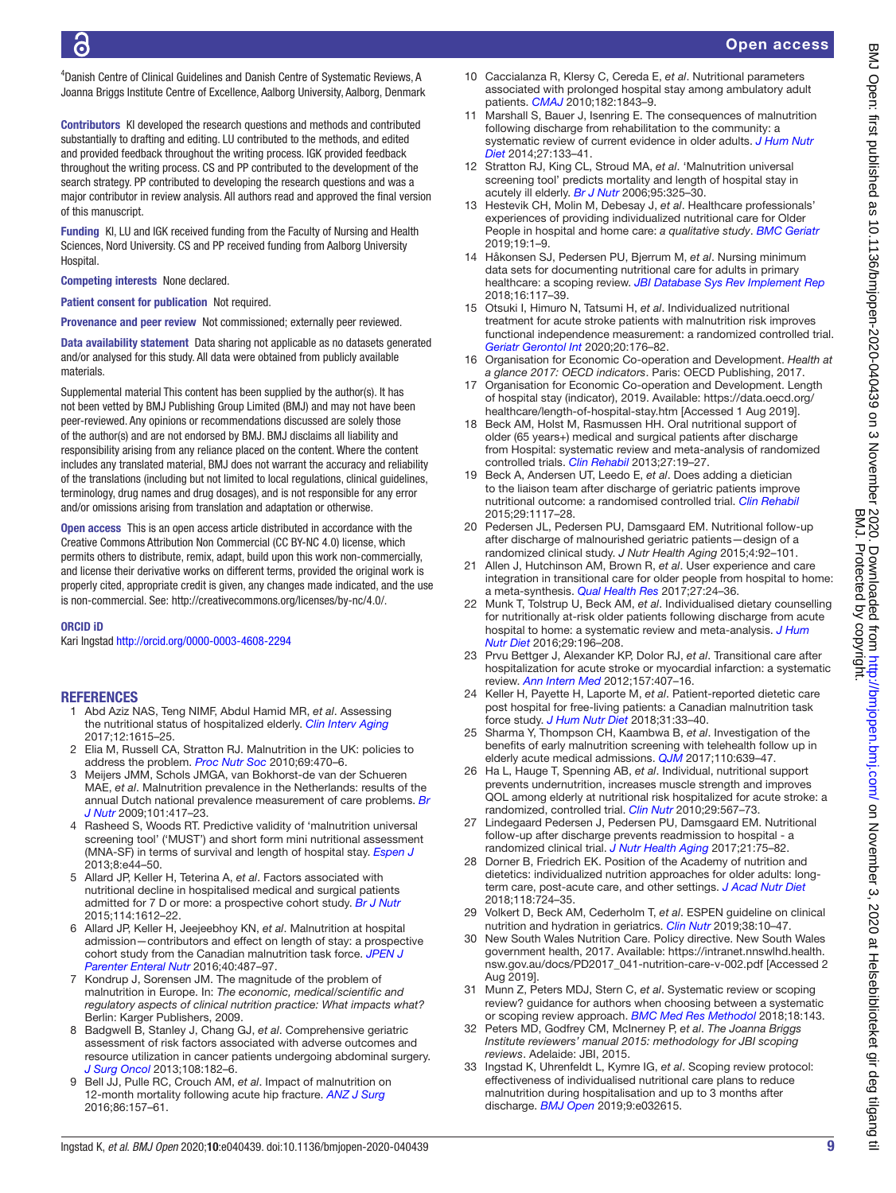[4]Danish Centre of Clinical Guidelines and Danish Centre of Systematic Reviews, A Joanna Briggs Institute Centre of Excellence, Aalborg University, Aalborg, Denmark

**Contributors** KI developed the research questions and methods and contributed substantially to drafting and editing. LU contributed to the methods, and edited and provided feedback throughout the writing process. IGK provided feedback throughout the writing process. CS and PP contributed to the development of the search strategy. PP contributed to developing the research questions and was a major contributor in review analysis. All authors read and approved the final version of this manuscript.

**Funding** KI, LU and IGK received funding from the Faculty of Nursing and Health Sciences, Nord University. CS and PP received funding from Aalborg University Hospital.

**Competing interests** None declared.

**Patient consent for publication** Not required.

**Provenance and peer review** Not commissioned; externally peer reviewed.

**Data availability statement** Data sharing not applicable as no datasets generated and/or analysed for this study. All data were obtained from publicly available materials.

Supplemental material This content has been supplied by the author(s). It has not been vetted by BMJ Publishing Group Limited (BMJ) and may not have been peer-reviewed. Any opinions or recommendations discussed are solely those of the author(s) and are not endorsed by BMJ. BMJ disclaims all liability and responsibility arising from any reliance placed on the content. Where the content includes any translated material, BMJ does not warrant the accuracy and reliability of the translations (including but not limited to local regulations, clinical guidelines, terminology, drug names and drug dosages), and is not responsible for any error and/or omissions arising from translation and adaptation or otherwise.

**Open access** This is an open access article distributed in accordance with the Creative Commons Attribution Non Commercial (CC BY-NC 4.0) license, which permits others to distribute, remix, adapt, build upon this work non-commercially, and license their derivative works on different terms, provided the original work is properly cited, appropriate credit is given, any changes made indicated, and the use is non-commercial. See: http://creativecommons.org/licenses/by-nc/4.0/.

**ORCID iD**

Kari Ingstad http://orcid.org/0000-0003-4608-2294

## REFERENCES

1. Abd Aziz NAS, Teng NIMF, Abdul Hamid MR, *et al*. Assessing the nutritional status of hospitalized elderly. *Clin Interv Aging* 2017;12:1615–25.
2. Elia M, Russell CA, Stratton RJ. Malnutrition in the UK: policies to address the problem. *Proc Nutr Soc* 2010;69:470–6.
3. Meijers JMM, Schols JMGA, van Bokhorst-de van der Schueren MAE, *et al*. Malnutrition prevalence in the Netherlands: results of the annual Dutch national prevalence measurement of care problems. *Br J Nutr* 2009;101:417–23.
4. Rasheed S, Woods RT. Predictive validity of 'malnutrition universal screening tool' ('MUST') and short form mini nutritional assessment (MNA-SF) in terms of survival and length of hospital stay. *Espen J* 2013;8:e44–50.
5. Allard JP, Keller H, Teterina A, *et al*. Factors associated with nutritional decline in hospitalised medical and surgical patients admitted for 7 D or more: a prospective cohort study. *Br J Nutr* 2015;114:1612–22.
6. Allard JP, Keller H, Jeejeebhoy KN, *et al*. Malnutrition at hospital admission—contributors and effect on length of stay: a prospective cohort study from the Canadian malnutrition task force. *JPEN J Parenter Enteral Nutr* 2016;40:487–97.
7. Kondrup J, Sorensen JM. The magnitude of the problem of malnutrition in Europe. In: *The economic, medical/scientific and regulatory aspects of clinical nutrition practice: What impacts what?* Berlin: Karger Publishers, 2009.
8. Badgwell B, Stanley J, Chang GJ, *et al*. Comprehensive geriatric assessment of risk factors associated with adverse outcomes and resource utilization in cancer patients undergoing abdominal surgery. *J Surg Oncol* 2013;108:182–6.
9. Bell JJ, Pulle RC, Crouch AM, *et al*. Impact of malnutrition on 12-month mortality following acute hip fracture. *ANZ J Surg* 2016;86:157–61.
10. Caccialanza R, Klersy C, Cereda E, *et al*. Nutritional parameters associated with prolonged hospital stay among ambulatory adult patients. *CMAJ* 2010;182:1843–9.
11. Marshall S, Bauer J, Isenring E. The consequences of malnutrition following discharge from rehabilitation to the community: a systematic review of current evidence in older adults. *J Hum Nutr Diet* 2014;27:133–41.
12. Stratton RJ, King CL, Stroud MA, *et al*. 'Malnutrition universal screening tool' predicts mortality and length of hospital stay in acutely ill elderly. *Br J Nutr* 2006;95:325–30.
13. Hestevik CH, Molin M, Debesay J, *et al*. Healthcare professionals' experiences of providing individualized nutritional care for Older People in hospital and home care: *a qualitative study*. *BMC Geriatr* 2019;19:1–9.
14. Håkonsen SJ, Pedersen PU, Bjerrum M, *et al*. Nursing minimum data sets for documenting nutritional care for adults in primary healthcare: a scoping review. *JBI Database Sys Rev Implement Rep* 2018;16:117–39.
15. Otsuki I, Himuro N, Tatsumi H, *et al*. Individualized nutritional treatment for acute stroke patients with malnutrition risk improves functional independence measurement: a randomized controlled trial. *Geriatr Gerontol Int* 2020;20:176–82.
16. Organisation for Economic Co-operation and Development. *Health at a glance 2017: OECD indicators*. Paris: OECD Publishing, 2017.
17. Organisation for Economic Co-operation and Development. Length of hospital stay (indicator), 2019. Available: https://data.oecd.org/healthcare/length-of-hospital-stay.htm [Accessed 1 Aug 2019].
18. Beck AM, Holst M, Rasmussen HH. Oral nutritional support of older (65 years+) medical and surgical patients after discharge from Hospital: systematic review and meta-analysis of randomized controlled trials. *Clin Rehabil* 2013;27:19–27.
19. Beck A, Andersen UT, Leedo E, *et al*. Does adding a dietician to the liaison team after discharge of geriatric patients improve nutritional outcome: a randomised controlled trial. *Clin Rehabil* 2015;29:1117–28.
20. Pedersen JL, Pedersen PU, Damsgaard EM. Nutritional follow-up after discharge of malnourished geriatric patients—design of a randomized clinical study. *J Nutr Health Aging* 2015;4:92–101.
21. Allen J, Hutchinson AM, Brown R, *et al*. User experience and care integration in transitional care for older people from hospital to home: a meta-synthesis. *Qual Health Res* 2017;27:24–36.
22. Munk T, Tolstrup U, Beck AM, *et al*. Individualised dietary counselling for nutritionally at-risk older patients following discharge from acute hospital to home: a systematic review and meta-analysis. *J Hum Nutr Diet* 2016;29:196–208.
23. Prvu Bettger J, Alexander KP, Dolor RJ, *et al*. Transitional care after hospitalization for acute stroke or myocardial infarction: a systematic review. *Ann Intern Med* 2012;157:407–16.
24. Keller H, Payette H, Laporte M, *et al*. Patient-reported dietetic care post hospital for free-living patients: a Canadian malnutrition task force study. *J Hum Nutr Diet* 2018;31:33–40.
25. Sharma Y, Thompson CH, Kaambwa B, *et al*. Investigation of the benefits of early malnutrition screening with telehealth follow up in elderly acute medical admissions. *QJM* 2017;110:639–47.
26. Ha L, Hauge T, Spenning AB, *et al*. Individual, nutritional support prevents undernutrition, increases muscle strength and improves QOL among elderly at nutritional risk hospitalized for acute stroke: a randomized, controlled trial. *Clin Nutr* 2010;29:567–73.
27. Lindegaard Pedersen J, Pedersen PU, Damsgaard EM. Nutritional follow-up after discharge prevents readmission to hospital - a randomized clinical trial. *J Nutr Health Aging* 2017;21:75–82.
28. Dorner B, Friedrich EK. Position of the Academy of nutrition and dietetics: individualized nutrition approaches for older adults: long-term care, post-acute care, and other settings. *J Acad Nutr Diet* 2018;118:724–35.
29. Volkert D, Beck AM, Cederholm T, *et al*. ESPEN guideline on clinical nutrition and hydration in geriatrics. *Clin Nutr* 2019;38:10–47.
30. New South Wales Nutrition Care. Policy directive. New South Wales government health, 2017. Available: https://intranet.nnswlhd.health.nsw.gov.au/docs/PD2017_041-nutrition-care-v-002.pdf [Accessed 2 Aug 2019].
31. Munn Z, Peters MDJ, Stern C, *et al*. Systematic review or scoping review? guidance for authors when choosing between a systematic or scoping review approach. *BMC Med Res Methodol* 2018;18:143.
32. Peters MD, Godfrey CM, McInerney P, *et al*. *The Joanna Briggs Institute reviewers' manual 2015: methodology for JBI scoping reviews*. Adelaide: JBI, 2015.
33. Ingstad K, Uhrenfeldt L, Kymre IG, *et al*. Scoping review protocol: effectiveness of individualised nutritional care plans to reduce malnutrition during hospitalisation and up to 3 months after discharge. *BMJ Open* 2019;9:e032615.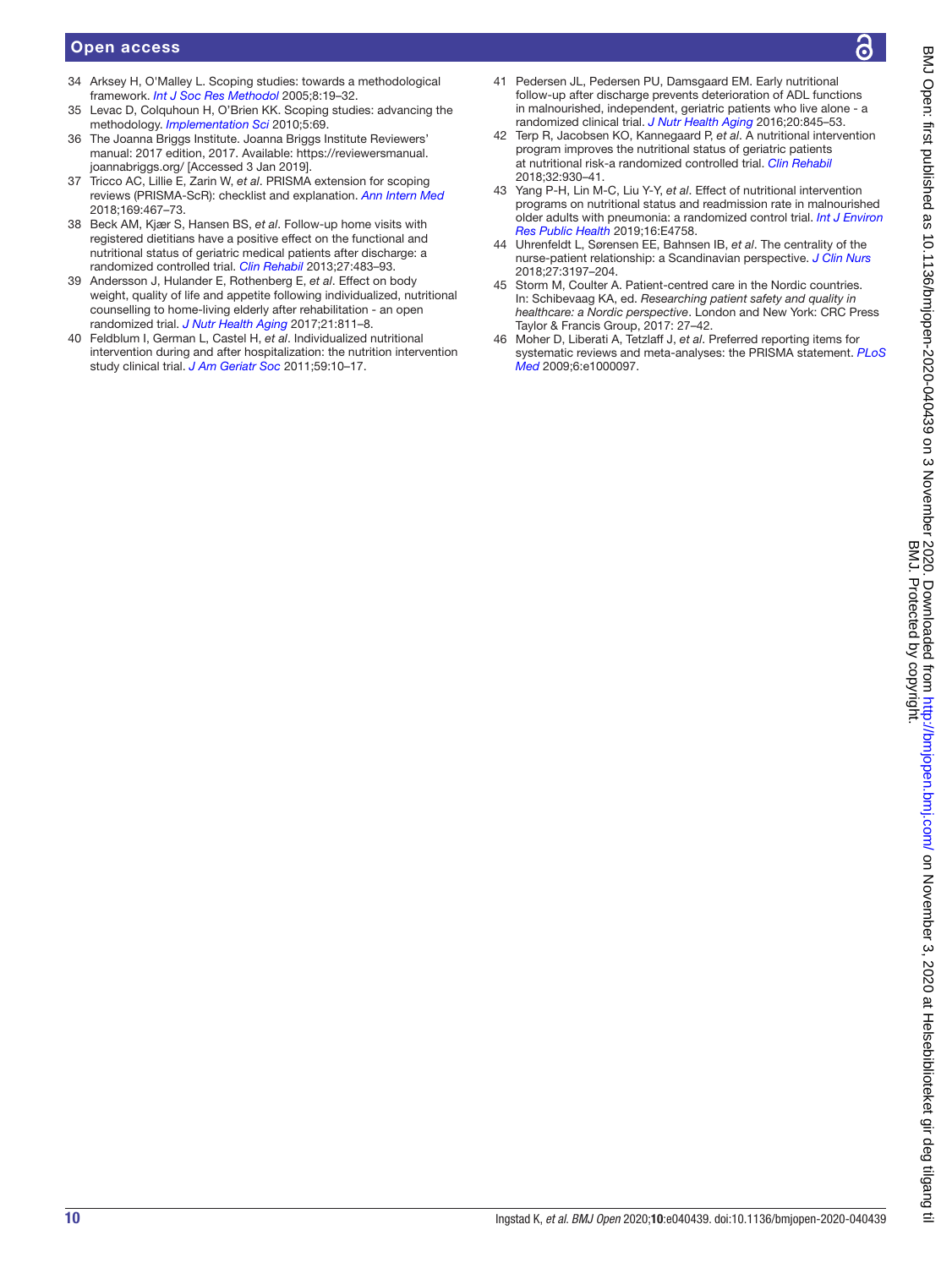34 Arksey H, O'Malley L. Scoping studies: towards a methodological framework. *Int J Soc Res Methodol* 2005;8:19–32.

35 Levac D, Colquhoun H, O'Brien KK. Scoping studies: advancing the methodology. *Implementation Sci* 2010;5:69.

36 The Joanna Briggs Institute. Joanna Briggs Institute Reviewers' manual: 2017 edition, 2017. Available: https://reviewersmanual.joannabriggs.org/ [Accessed 3 Jan 2019].

37 Tricco AC, Lillie E, Zarin W, *et al*. PRISMA extension for scoping reviews (PRISMA-ScR): checklist and explanation. *Ann Intern Med* 2018;169:467–73.

38 Beck AM, Kjær S, Hansen BS, *et al*. Follow-up home visits with registered dietitians have a positive effect on the functional and nutritional status of geriatric medical patients after discharge: a randomized controlled trial. *Clin Rehabil* 2013;27:483–93.

39 Andersson J, Hulander E, Rothenberg E, *et al*. Effect on body weight, quality of life and appetite following individualized, nutritional counselling to home-living elderly after rehabilitation - an open randomized trial. *J Nutr Health Aging* 2017;21:811–8.

40 Feldblum I, German L, Castel H, *et al*. Individualized nutritional intervention during and after hospitalization: the nutrition intervention study clinical trial. *J Am Geriatr Soc* 2011;59:10–17.

41 Pedersen JL, Pedersen PU, Damsgaard EM. Early nutritional follow-up after discharge prevents deterioration of ADL functions in malnourished, independent, geriatric patients who live alone - a randomized clinical trial. *J Nutr Health Aging* 2016;20:845–53.

42 Terp R, Jacobsen KO, Kannegaard P, *et al*. A nutritional intervention program improves the nutritional status of geriatric patients at nutritional risk-a randomized controlled trial. *Clin Rehabil* 2018;32:930–41.

43 Yang P-H, Lin M-C, Liu Y-Y, *et al*. Effect of nutritional intervention programs on nutritional status and readmission rate in malnourished older adults with pneumonia: a randomized control trial. *Int J Environ Res Public Health* 2019;16:E4758.

44 Uhrenfeldt L, Sørensen EE, Bahnsen IB, *et al*. The centrality of the nurse-patient relationship: a Scandinavian perspective. *J Clin Nurs* 2018;27:3197–204.

45 Storm M, Coulter A. Patient-centred care in the Nordic countries. In: Schibevaag KA, ed. *Researching patient safety and quality in healthcare: a Nordic perspective*. London and New York: CRC Press Taylor & Francis Group, 2017: 27–42.

46 Moher D, Liberati A, Tetzlaff J, *et al*. Preferred reporting items for systematic reviews and meta-analyses: the PRISMA statement. *PLoS Med* 2009;6:e1000097.